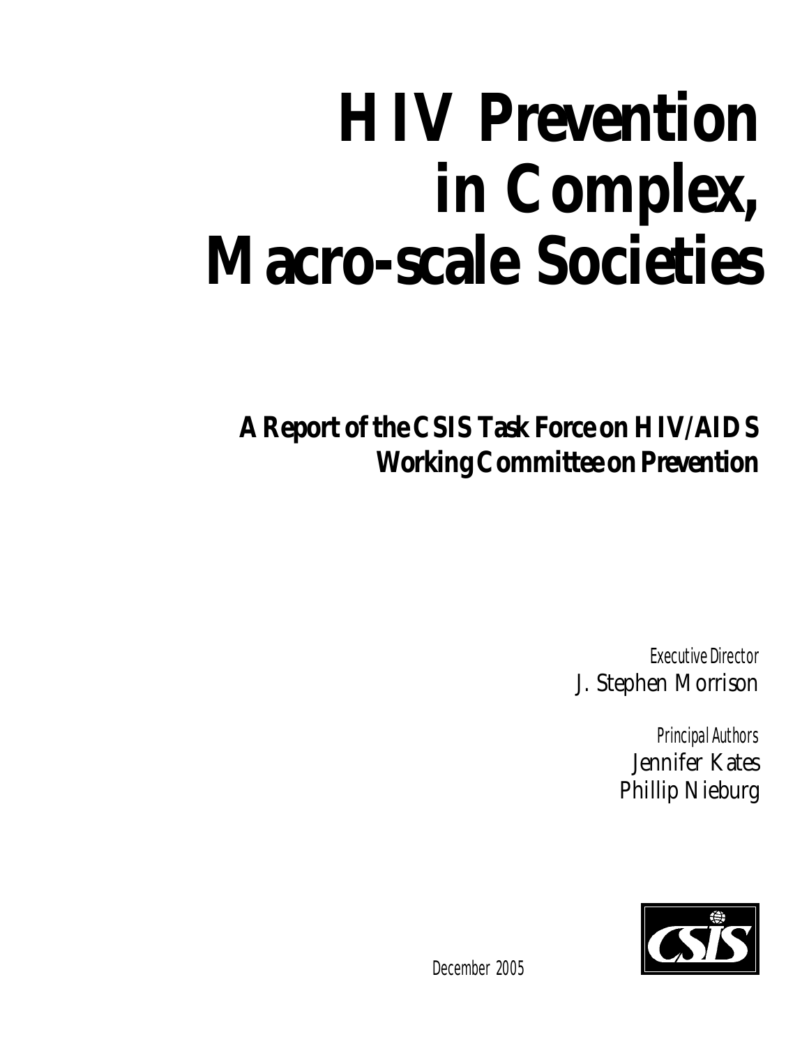# HIV Prevention in Complex, Macro-scale Societies

## A Report of the CSIS Task Force on HIV/AIDS Working Committee on Prevention

*Executive Director*
J. Stephen Morrison

*Principal Authors*
Jennifer Kates
Phillip Nieburg

December 2005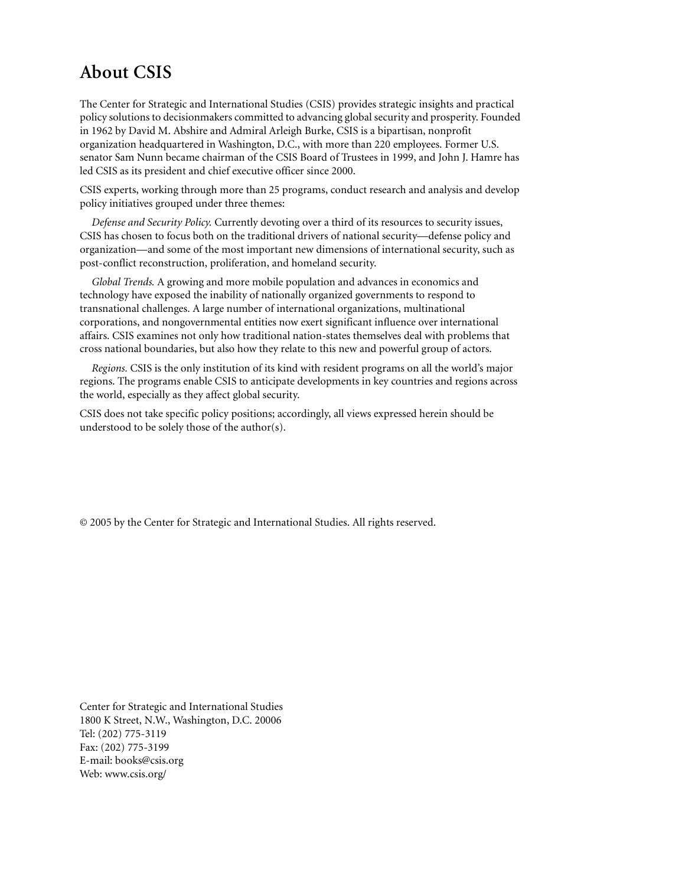# About CSIS

The Center for Strategic and International Studies (CSIS) provides strategic insights and practical policy solutions to decisionmakers committed to advancing global security and prosperity. Founded in 1962 by David M. Abshire and Admiral Arleigh Burke, CSIS is a bipartisan, nonprofit organization headquartered in Washington, D.C., with more than 220 employees. Former U.S. senator Sam Nunn became chairman of the CSIS Board of Trustees in 1999, and John J. Hamre has led CSIS as its president and chief executive officer since 2000.

CSIS experts, working through more than 25 programs, conduct research and analysis and develop policy initiatives grouped under three themes:

*Defense and Security Policy.* Currently devoting over a third of its resources to security issues, CSIS has chosen to focus both on the traditional drivers of national security—defense policy and organization—and some of the most important new dimensions of international security, such as post-conflict reconstruction, proliferation, and homeland security.

*Global Trends.* A growing and more mobile population and advances in economics and technology have exposed the inability of nationally organized governments to respond to transnational challenges. A large number of international organizations, multinational corporations, and nongovernmental entities now exert significant influence over international affairs. CSIS examines not only how traditional nation-states themselves deal with problems that cross national boundaries, but also how they relate to this new and powerful group of actors.

*Regions.* CSIS is the only institution of its kind with resident programs on all the world's major regions. The programs enable CSIS to anticipate developments in key countries and regions across the world, especially as they affect global security.

CSIS does not take specific policy positions; accordingly, all views expressed herein should be understood to be solely those of the author(s).

© 2005 by the Center for Strategic and International Studies. All rights reserved.

Center for Strategic and International Studies
1800 K Street, N.W., Washington, D.C. 20006
Tel: (202) 775-3119
Fax: (202) 775-3199
E-mail: books@csis.org
Web: www.csis.org/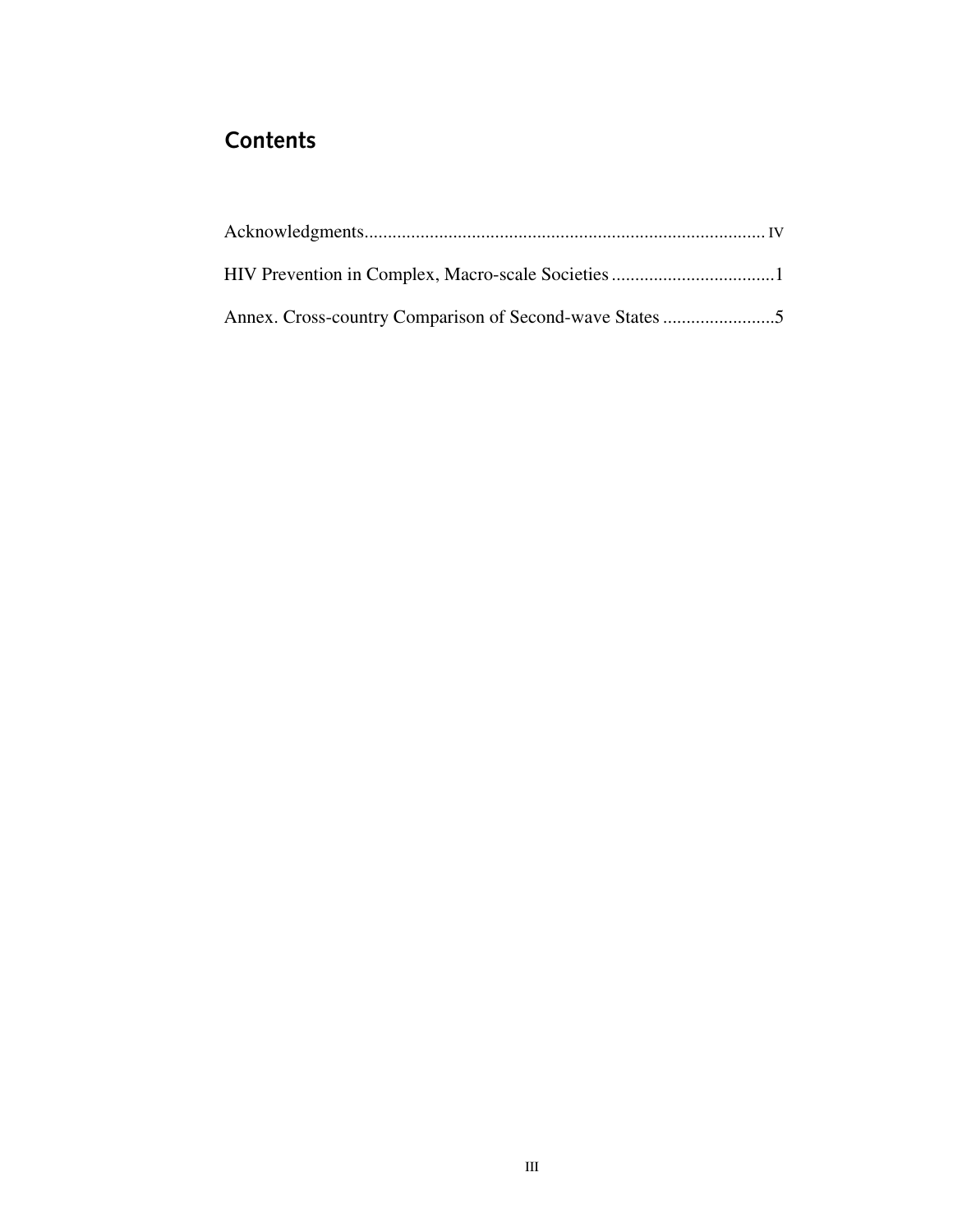## Contents

Acknowledgments.................................................................................... IV

HIV Prevention in Complex, Macro-scale Societies ...................................1

Annex. Cross-country Comparison of Second-wave States ........................5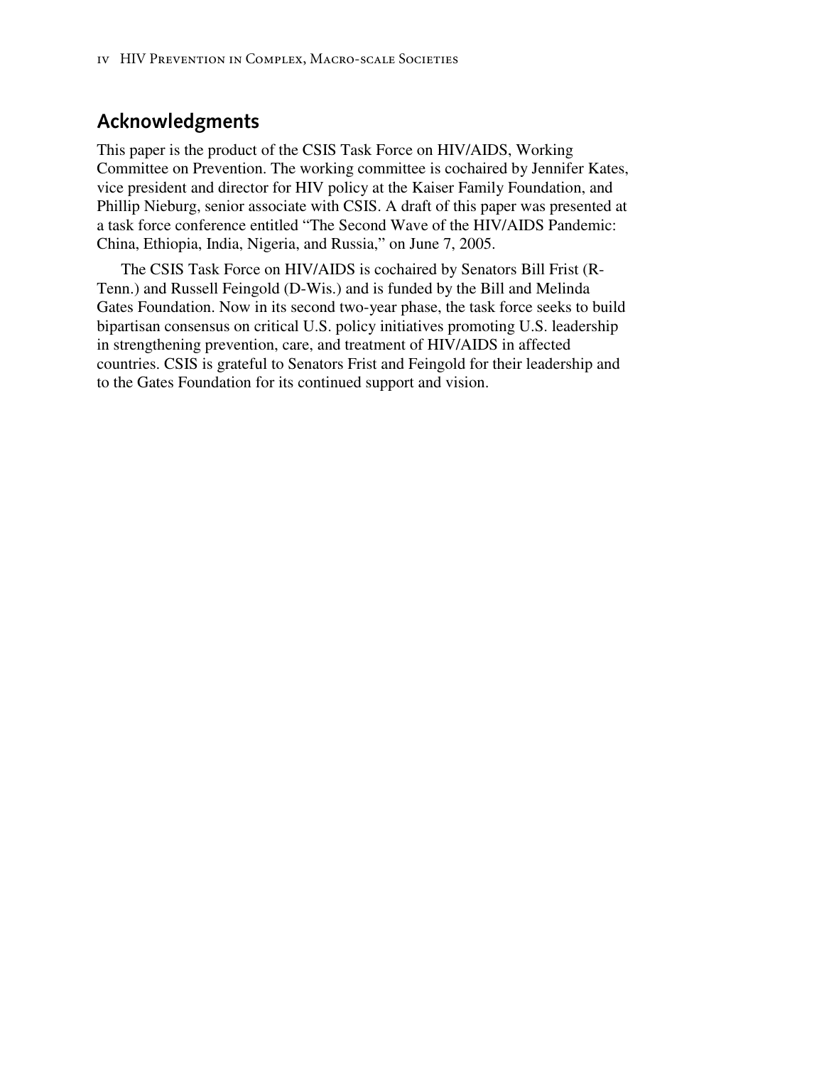## Acknowledgments

This paper is the product of the CSIS Task Force on HIV/AIDS, Working Committee on Prevention. The working committee is cochaired by Jennifer Kates, vice president and director for HIV policy at the Kaiser Family Foundation, and Phillip Nieburg, senior associate with CSIS. A draft of this paper was presented at a task force conference entitled "The Second Wave of the HIV/AIDS Pandemic: China, Ethiopia, India, Nigeria, and Russia," on June 7, 2005.

The CSIS Task Force on HIV/AIDS is cochaired by Senators Bill Frist (R-Tenn.) and Russell Feingold (D-Wis.) and is funded by the Bill and Melinda Gates Foundation. Now in its second two-year phase, the task force seeks to build bipartisan consensus on critical U.S. policy initiatives promoting U.S. leadership in strengthening prevention, care, and treatment of HIV/AIDS in affected countries. CSIS is grateful to Senators Frist and Feingold for their leadership and to the Gates Foundation for its continued support and vision.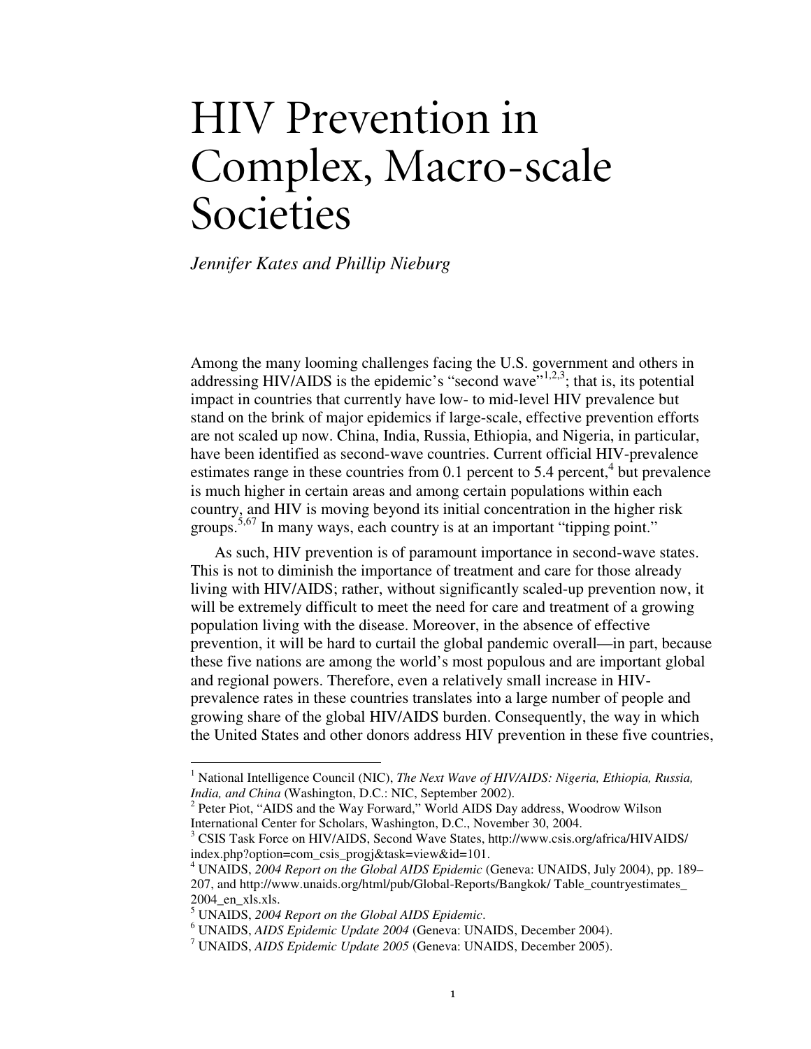# HIV Prevention in Complex, Macro-scale Societies

*Jennifer Kates and Phillip Nieburg*

Among the many looming challenges facing the U.S. government and others in addressing HIV/AIDS is the epidemic's "second wave"[1,2,3]; that is, its potential impact in countries that currently have low- to mid-level HIV prevalence but stand on the brink of major epidemics if large-scale, effective prevention efforts are not scaled up now. China, India, Russia, Ethiopia, and Nigeria, in particular, have been identified as second-wave countries. Current official HIV-prevalence estimates range in these countries from 0.1 percent to 5.4 percent,[4] but prevalence is much higher in certain areas and among certain populations within each country, and HIV is moving beyond its initial concentration in the higher risk groups.[5,67] In many ways, each country is at an important "tipping point."

As such, HIV prevention is of paramount importance in second-wave states. This is not to diminish the importance of treatment and care for those already living with HIV/AIDS; rather, without significantly scaled-up prevention now, it will be extremely difficult to meet the need for care and treatment of a growing population living with the disease. Moreover, in the absence of effective prevention, it will be hard to curtail the global pandemic overall—in part, because these five nations are among the world's most populous and are important global and regional powers. Therefore, even a relatively small increase in HIV-prevalence rates in these countries translates into a large number of people and growing share of the global HIV/AIDS burden. Consequently, the way in which the United States and other donors address HIV prevention in these five countries,

---

[1] National Intelligence Council (NIC), *The Next Wave of HIV/AIDS: Nigeria, Ethiopia, Russia, India, and China* (Washington, D.C.: NIC, September 2002).

[2] Peter Piot, "AIDS and the Way Forward," World AIDS Day address, Woodrow Wilson International Center for Scholars, Washington, D.C., November 30, 2004.

[3] CSIS Task Force on HIV/AIDS, Second Wave States, http://www.csis.org/africa/HIVAIDS/index.php?option=com_csis_progj&task=view&id=101.

[4] UNAIDS, *2004 Report on the Global AIDS Epidemic* (Geneva: UNAIDS, July 2004), pp. 189–207, and http://www.unaids.org/html/pub/Global-Reports/Bangkok/ Table_countryestimates_2004_en_xls.xls.

[5] UNAIDS, *2004 Report on the Global AIDS Epidemic*.

[6] UNAIDS, *AIDS Epidemic Update 2004* (Geneva: UNAIDS, December 2004).

[7] UNAIDS, *AIDS Epidemic Update 2005* (Geneva: UNAIDS, December 2005).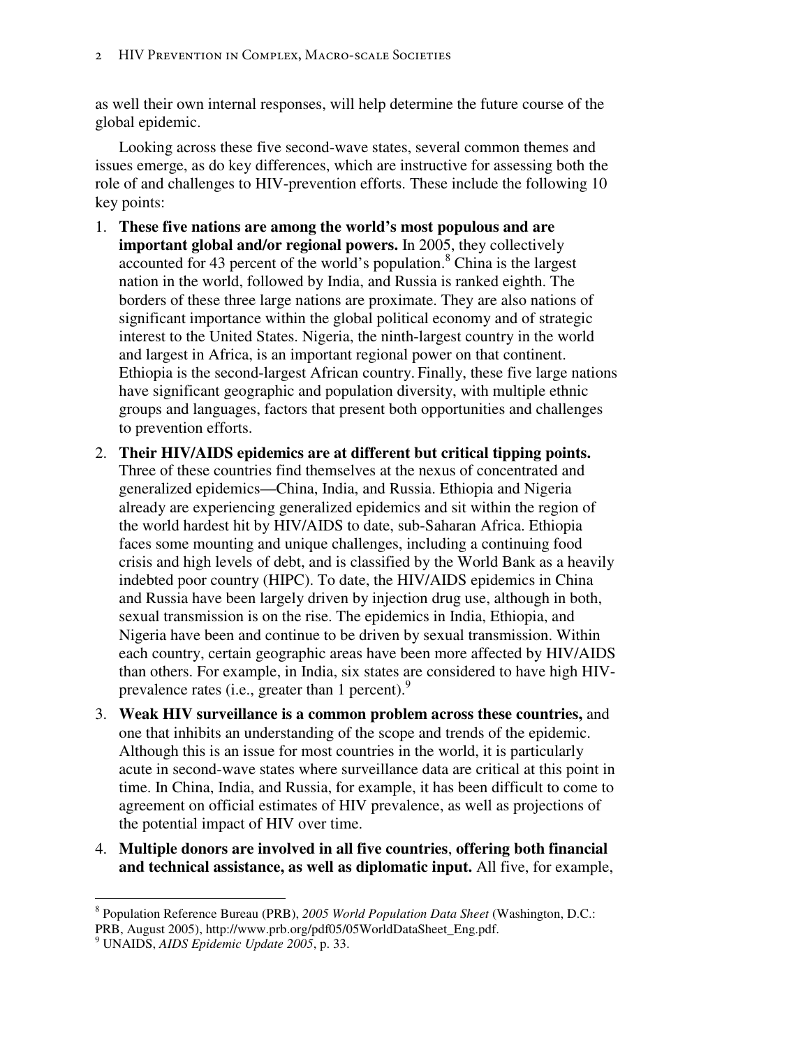as well their own internal responses, will help determine the future course of the global epidemic.

Looking across these five second-wave states, several common themes and issues emerge, as do key differences, which are instructive for assessing both the role of and challenges to HIV-prevention efforts. These include the following 10 key points:

1. **These five nations are among the world's most populous and are important global and/or regional powers.** In 2005, they collectively accounted for 43 percent of the world's population.[8] China is the largest nation in the world, followed by India, and Russia is ranked eighth. The borders of these three large nations are proximate. They are also nations of significant importance within the global political economy and of strategic interest to the United States. Nigeria, the ninth-largest country in the world and largest in Africa, is an important regional power on that continent. Ethiopia is the second-largest African country. Finally, these five large nations have significant geographic and population diversity, with multiple ethnic groups and languages, factors that present both opportunities and challenges to prevention efforts.

2. **Their HIV/AIDS epidemics are at different but critical tipping points.** Three of these countries find themselves at the nexus of concentrated and generalized epidemics—China, India, and Russia. Ethiopia and Nigeria already are experiencing generalized epidemics and sit within the region of the world hardest hit by HIV/AIDS to date, sub-Saharan Africa. Ethiopia faces some mounting and unique challenges, including a continuing food crisis and high levels of debt, and is classified by the World Bank as a heavily indebted poor country (HIPC). To date, the HIV/AIDS epidemics in China and Russia have been largely driven by injection drug use, although in both, sexual transmission is on the rise. The epidemics in India, Ethiopia, and Nigeria have been and continue to be driven by sexual transmission. Within each country, certain geographic areas have been more affected by HIV/AIDS than others. For example, in India, six states are considered to have high HIV-prevalence rates (i.e., greater than 1 percent).[9]

3. **Weak HIV surveillance is a common problem across these countries,** and one that inhibits an understanding of the scope and trends of the epidemic. Although this is an issue for most countries in the world, it is particularly acute in second-wave states where surveillance data are critical at this point in time. In China, India, and Russia, for example, it has been difficult to come to agreement on official estimates of HIV prevalence, as well as projections of the potential impact of HIV over time.

4. **Multiple donors are involved in all five countries**, **offering both financial and technical assistance, as well as diplomatic input.** All five, for example,

---

[8] Population Reference Bureau (PRB), *2005 World Population Data Sheet* (Washington, D.C.: PRB, August 2005), http://www.prb.org/pdf05/05WorldDataSheet_Eng.pdf.

[9] UNAIDS, *AIDS Epidemic Update 2005*, p. 33.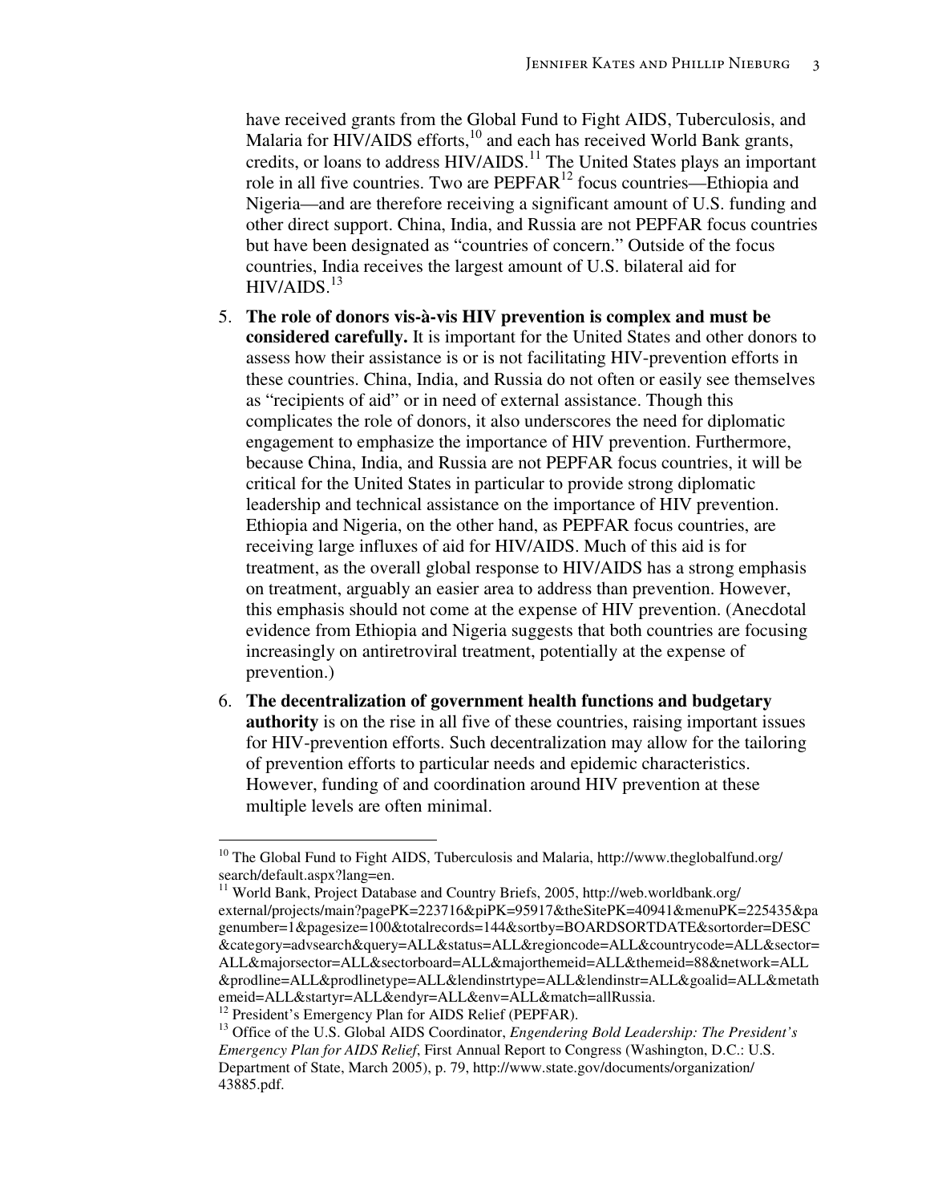have received grants from the Global Fund to Fight AIDS, Tuberculosis, and Malaria for HIV/AIDS efforts,[10] and each has received World Bank grants, credits, or loans to address HIV/AIDS.[11] The United States plays an important role in all five countries. Two are PEPFAR[12] focus countries—Ethiopia and Nigeria—and are therefore receiving a significant amount of U.S. funding and other direct support. China, India, and Russia are not PEPFAR focus countries but have been designated as "countries of concern." Outside of the focus countries, India receives the largest amount of U.S. bilateral aid for HIV/AIDS.[13]

5. **The role of donors vis-à-vis HIV prevention is complex and must be considered carefully.** It is important for the United States and other donors to assess how their assistance is or is not facilitating HIV-prevention efforts in these countries. China, India, and Russia do not often or easily see themselves as "recipients of aid" or in need of external assistance. Though this complicates the role of donors, it also underscores the need for diplomatic engagement to emphasize the importance of HIV prevention. Furthermore, because China, India, and Russia are not PEPFAR focus countries, it will be critical for the United States in particular to provide strong diplomatic leadership and technical assistance on the importance of HIV prevention. Ethiopia and Nigeria, on the other hand, as PEPFAR focus countries, are receiving large influxes of aid for HIV/AIDS. Much of this aid is for treatment, as the overall global response to HIV/AIDS has a strong emphasis on treatment, arguably an easier area to address than prevention. However, this emphasis should not come at the expense of HIV prevention. (Anecdotal evidence from Ethiopia and Nigeria suggests that both countries are focusing increasingly on antiretroviral treatment, potentially at the expense of prevention.)

6. **The decentralization of government health functions and budgetary authority** is on the rise in all five of these countries, raising important issues for HIV-prevention efforts. Such decentralization may allow for the tailoring of prevention efforts to particular needs and epidemic characteristics. However, funding of and coordination around HIV prevention at these multiple levels are often minimal.

---

[10] The Global Fund to Fight AIDS, Tuberculosis and Malaria, http://www.theglobalfund.org/search/default.aspx?lang=en.

[11] World Bank, Project Database and Country Briefs, 2005, http://web.worldbank.org/external/projects/main?pagePK=223716&piPK=95917&theSitePK=40941&menuPK=225435&pagenumber=1&pagesize=100&totalrecords=144&sortby=BOARDSORTDATE&sortorder=DESC&category=advsearch&query=ALL&status=ALL&regioncode=ALL&countrycode=ALL&sector=ALL&majorsector=ALL&sectorboard=ALL&majorthemeid=ALL&themeid=88&network=ALL&prodline=ALL&prodlinetype=ALL&lendinstrtype=ALL&lendinstr=ALL&goalid=ALL&metathemeid=ALL&startyr=ALL&endyr=ALL&env=ALL&match=allRussia.

[12] President's Emergency Plan for AIDS Relief (PEPFAR).

[13] Office of the U.S. Global AIDS Coordinator, *Engendering Bold Leadership: The President's Emergency Plan for AIDS Relief*, First Annual Report to Congress (Washington, D.C.: U.S. Department of State, March 2005), p. 79, http://www.state.gov/documents/organization/43885.pdf.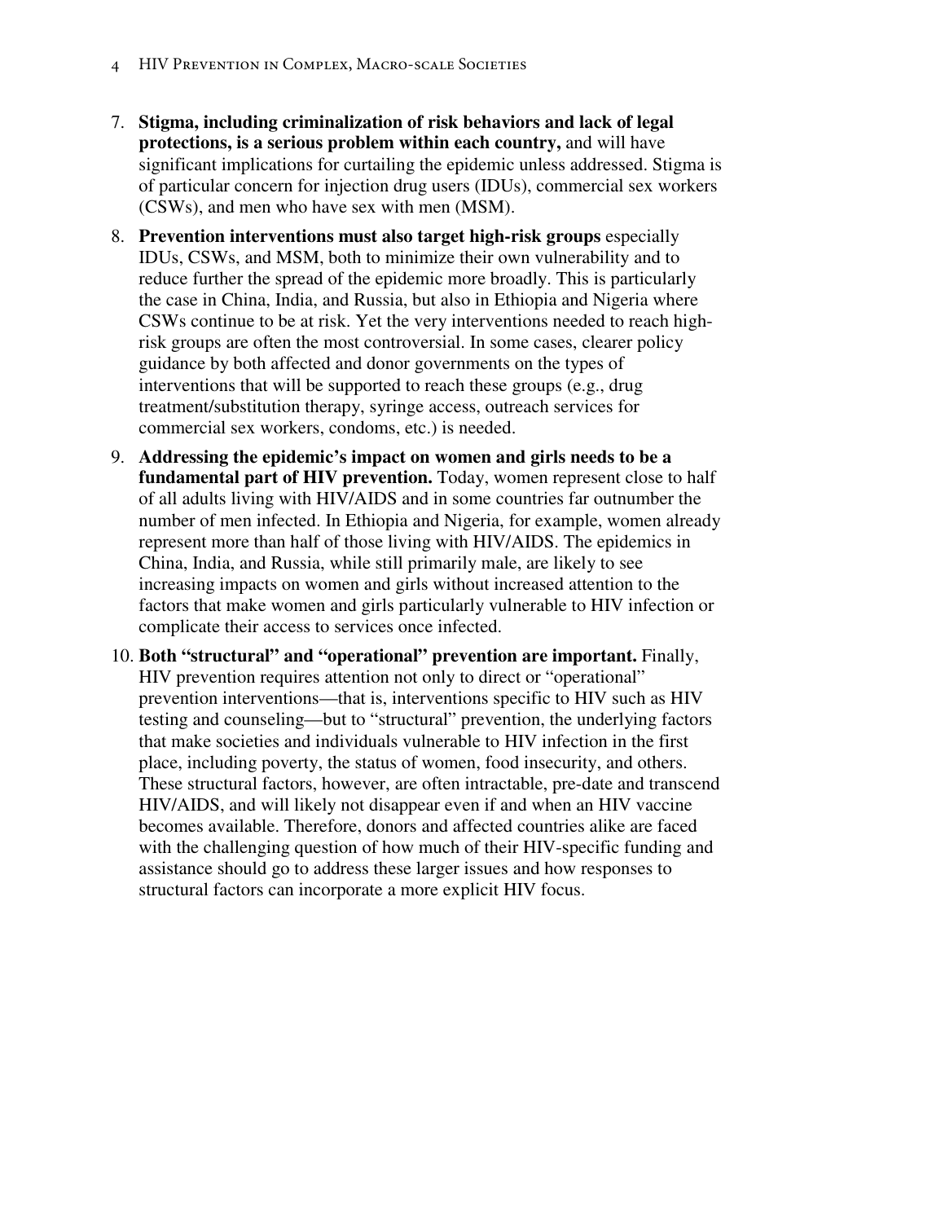7. **Stigma, including criminalization of risk behaviors and lack of legal protections, is a serious problem within each country,** and will have significant implications for curtailing the epidemic unless addressed. Stigma is of particular concern for injection drug users (IDUs), commercial sex workers (CSWs), and men who have sex with men (MSM).
8. **Prevention interventions must also target high-risk groups** especially IDUs, CSWs, and MSM, both to minimize their own vulnerability and to reduce further the spread of the epidemic more broadly. This is particularly the case in China, India, and Russia, but also in Ethiopia and Nigeria where CSWs continue to be at risk. Yet the very interventions needed to reach high-risk groups are often the most controversial. In some cases, clearer policy guidance by both affected and donor governments on the types of interventions that will be supported to reach these groups (e.g., drug treatment/substitution therapy, syringe access, outreach services for commercial sex workers, condoms, etc.) is needed.
9. **Addressing the epidemic's impact on women and girls needs to be a fundamental part of HIV prevention.** Today, women represent close to half of all adults living with HIV/AIDS and in some countries far outnumber the number of men infected. In Ethiopia and Nigeria, for example, women already represent more than half of those living with HIV/AIDS. The epidemics in China, India, and Russia, while still primarily male, are likely to see increasing impacts on women and girls without increased attention to the factors that make women and girls particularly vulnerable to HIV infection or complicate their access to services once infected.
10. **Both "structural" and "operational" prevention are important.** Finally, HIV prevention requires attention not only to direct or "operational" prevention interventions—that is, interventions specific to HIV such as HIV testing and counseling—but to "structural" prevention, the underlying factors that make societies and individuals vulnerable to HIV infection in the first place, including poverty, the status of women, food insecurity, and others. These structural factors, however, are often intractable, pre-date and transcend HIV/AIDS, and will likely not disappear even if and when an HIV vaccine becomes available. Therefore, donors and affected countries alike are faced with the challenging question of how much of their HIV-specific funding and assistance should go to address these larger issues and how responses to structural factors can incorporate a more explicit HIV focus.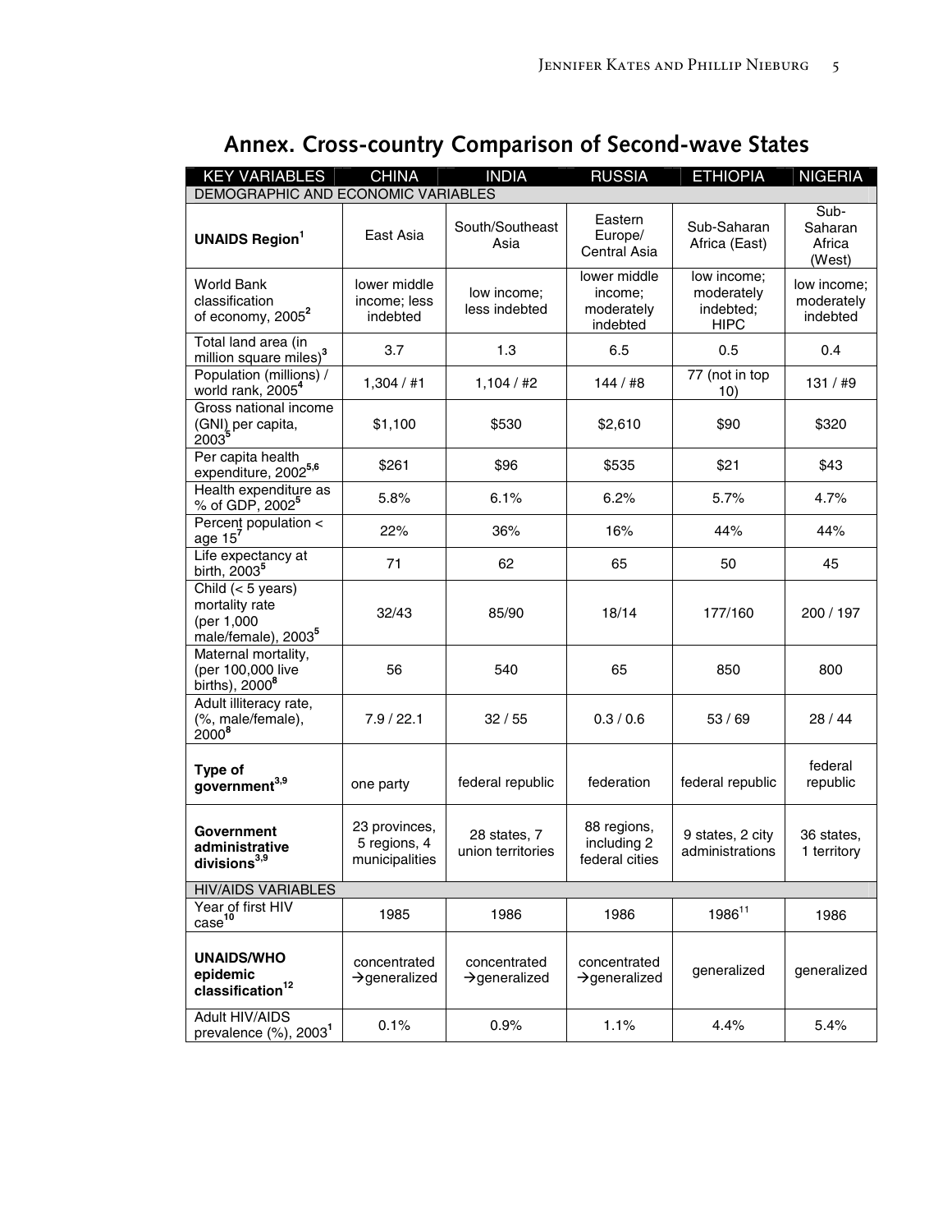## Annex. Cross-country Comparison of Second-wave States

| KEY VARIABLES | CHINA | INDIA | RUSSIA | ETHIOPIA | NIGERIA |
|---|---|---|---|---|---|
| DEMOGRAPHIC AND ECONOMIC VARIABLES | | | | | |
| **UNAIDS Region**[1] | East Asia | South/Southeast Asia | Eastern Europe/ Central Asia | Sub-Saharan Africa (East) | Sub-Saharan Africa (West) |
| World Bank classification of economy, 2005[2] | lower middle income; less indebted | low income; less indebted | lower middle income; moderately indebted | low income; moderately indebted; HIPC | low income; moderately indebted |
| Total land area (in million square miles)[3] | 3.7 | 1.3 | 6.5 | 0.5 | 0.4 |
| Population (millions) / world rank, 2005[4] | 1,304 / #1 | 1,104 / #2 | 144 / #8 | 77 (not in top 10) | 131 / #9 |
| Gross national income (GNI) per capita, 2003[5] | $1,100 | $530 | $2,610 | $90 | $320 |
| Per capita health expenditure, 2002[5,6] | $261 | $96 | $535 | $21 | $43 |
| Health expenditure as % of GDP, 2002[5] | 5.8% | 6.1% | 6.2% | 5.7% | 4.7% |
| Percent population < age 15[7] | 22% | 36% | 16% | 44% | 44% |
| Life expectancy at birth, 2003[5] | 71 | 62 | 65 | 50 | 45 |
| Child (< 5 years) mortality rate (per 1,000 male/female), 2003[5] | 32/43 | 85/90 | 18/14 | 177/160 | 200 / 197 |
| Maternal mortality, (per 100,000 live births), 2000[8] | 56 | 540 | 65 | 850 | 800 |
| Adult illiteracy rate, (%, male/female), 2000[8] | 7.9 / 22.1 | 32 / 55 | 0.3 / 0.6 | 53 / 69 | 28 / 44 |
| **Type of government**[3,9] | one party | federal republic | federation | federal republic | federal republic |
| **Government administrative divisions**[3,9] | 23 provinces, 5 regions, 4 municipalities | 28 states, 7 union territories | 88 regions, including 2 federal cities | 9 states, 2 city administrations | 36 states, 1 territory |
| HIV/AIDS VARIABLES | | | | | |
| Year of first HIV case[10] | 1985 | 1986 | 1986 | 1986[11] | 1986 |
| **UNAIDS/WHO epidemic classification**[12] | concentrated →generalized | concentrated →generalized | concentrated →generalized | generalized | generalized |
| Adult HIV/AIDS prevalence (%), 2003[1] | 0.1% | 0.9% | 1.1% | 4.4% | 5.4% |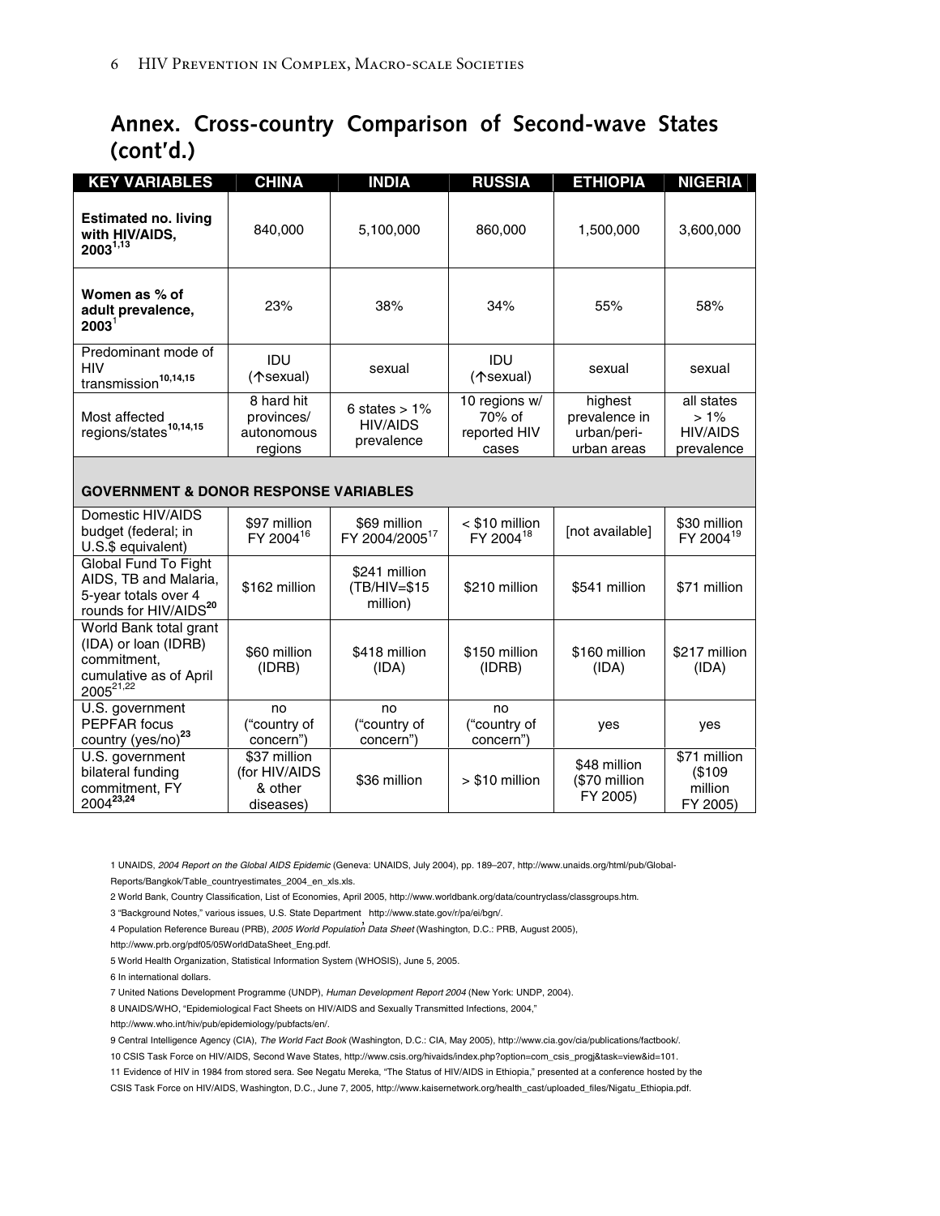## Annex. Cross-country Comparison of Second-wave States (cont'd.)

| KEY VARIABLES | CHINA | INDIA | RUSSIA | ETHIOPIA | NIGERIA |
|---|---|---|---|---|---|
| **Estimated no. living with HIV/AIDS, 2003**[1,13] | 840,000 | 5,100,000 | 860,000 | 1,500,000 | 3,600,000 |
| **Women as % of adult prevalence, 2003**[1] | 23% | 38% | 34% | 55% | 58% |
| Predominant mode of HIV transmission[10,14,15] | IDU (↑sexual) | sexual | IDU (↑sexual) | sexual | sexual |
| Most affected regions/states[10,14,15] | 8 hard hit provinces/ autonomous regions | 6 states > 1% HIV/AIDS prevalence | 10 regions w/ 70% of reported HIV cases | highest prevalence in urban/peri-urban areas | all states > 1% HIV/AIDS prevalence |
| **GOVERNMENT & DONOR RESPONSE VARIABLES** | | | | | |
| Domestic HIV/AIDS budget (federal; in U.S.$ equivalent) | \$97 million FY 2004[16] | \$69 million FY 2004/2005[17] | < \$10 million FY 2004[18] | [not available] | \$30 million FY 2004[19] |
| Global Fund To Fight AIDS, TB and Malaria, 5-year totals over 4 rounds for HIV/AIDS[20] | \$162 million | \$241 million (TB/HIV=\$15 million) | \$210 million | \$541 million | \$71 million |
| World Bank total grant (IDA) or loan (IDRB) commitment, cumulative as of April 2005[21,22] | \$60 million (IDRB) | \$418 million (IDA) | \$150 million (IDRB) | \$160 million (IDA) | \$217 million (IDA) |
| U.S. government PEPFAR focus country (yes/no)[23] | no ("country of concern") | no ("country of concern") | no ("country of concern") | yes | yes |
| U.S. government bilateral funding commitment, FY 2004[23,24] | \$37 million (for HIV/AIDS & other diseases) | \$36 million | > \$10 million | \$48 million (\$70 million FY 2005) | \$71 million (\$109 million FY 2005) |

1 UNAIDS, *2004 Report on the Global AIDS Epidemic* (Geneva: UNAIDS, July 2004), pp. 189–207, http://www.unaids.org/html/pub/Global-Reports/Bangkok/Table_countryestimates_2004_en_xls.xls.

2 World Bank, Country Classification, List of Economies, April 2005, http://www.worldbank.org/data/countryclass/classgroups.htm.

3 "Background Notes," various issues, U.S. State Department http://www.state.gov/r/pa/ei/bgn/.

4 Population Reference Bureau (PRB), *2005 World Population Data Sheet* (Washington, D.C.: PRB, August 2005), http://www.prb.org/pdf05/05WorldDataSheet_Eng.pdf.

5 World Health Organization, Statistical Information System (WHOSIS), June 5, 2005.

6 In international dollars.

7 United Nations Development Programme (UNDP), *Human Development Report 2004* (New York: UNDP, 2004).

8 UNAIDS/WHO, "Epidemiological Fact Sheets on HIV/AIDS and Sexually Transmitted Infections, 2004," http://www.who.int/hiv/pub/epidemiology/pubfacts/en/.

9 Central Intelligence Agency (CIA), *The World Fact Book* (Washington, D.C.: CIA, May 2005), http://www.cia.gov/cia/publications/factbook/.

10 CSIS Task Force on HIV/AIDS, Second Wave States, http://www.csis.org/hivaids/index.php?option=com_csis_progj&task=view&id=101.

11 Evidence of HIV in 1984 from stored sera. See Negatu Mereka, "The Status of HIV/AIDS in Ethiopia," presented at a conference hosted by the CSIS Task Force on HIV/AIDS, Washington, D.C., June 7, 2005, http://www.kaisernetwork.org/health_cast/uploaded_files/Nigatu_Ethiopia.pdf.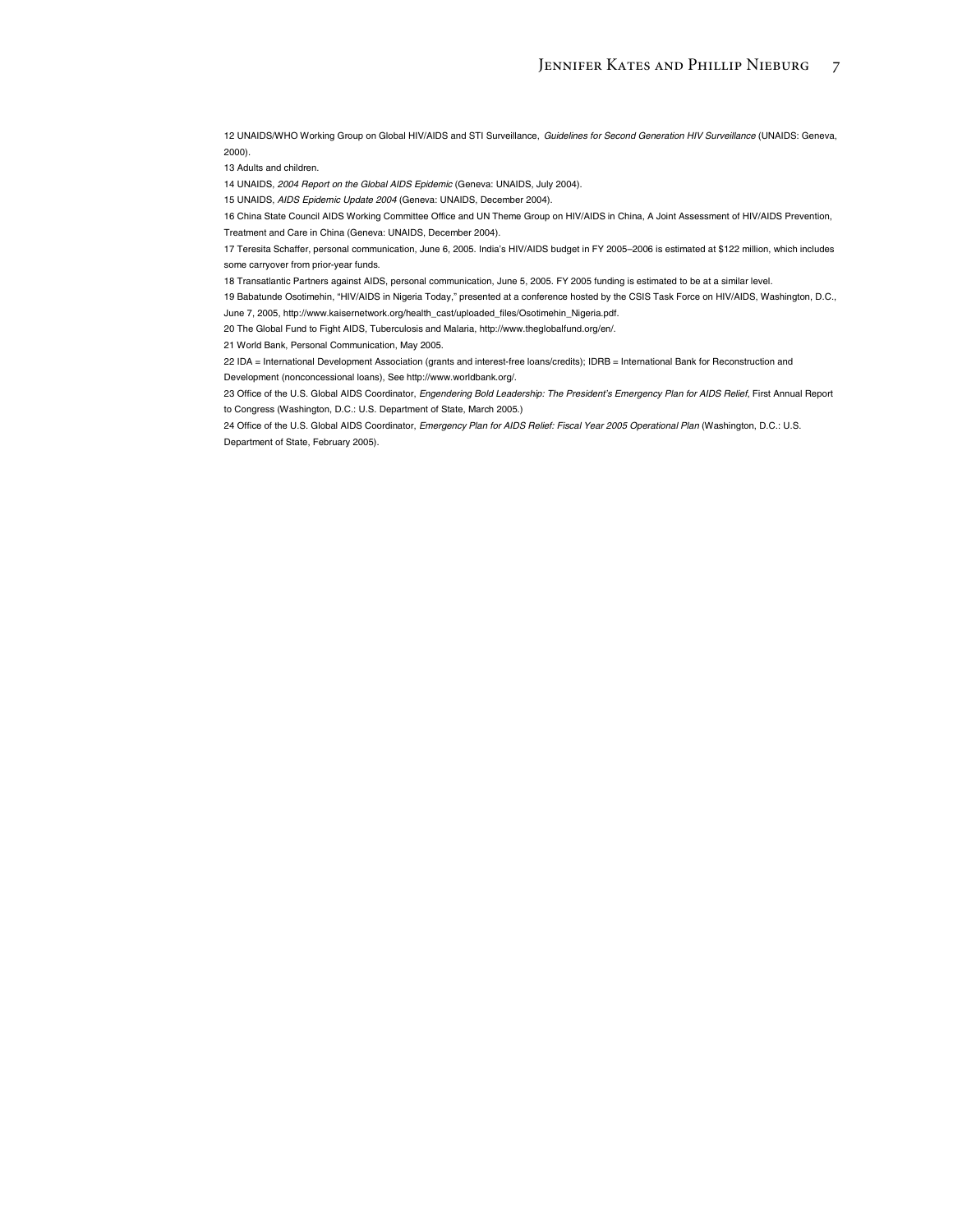12 UNAIDS/WHO Working Group on Global HIV/AIDS and STI Surveillance, *Guidelines for Second Generation HIV Surveillance* (UNAIDS: Geneva, 2000).

13 Adults and children.

14 UNAIDS, *2004 Report on the Global AIDS Epidemic* (Geneva: UNAIDS, July 2004).

15 UNAIDS, *AIDS Epidemic Update 2004* (Geneva: UNAIDS, December 2004).

16 China State Council AIDS Working Committee Office and UN Theme Group on HIV/AIDS in China, A Joint Assessment of HIV/AIDS Prevention, Treatment and Care in China (Geneva: UNAIDS, December 2004).

17 Teresita Schaffer, personal communication, June 6, 2005. India's HIV/AIDS budget in FY 2005–2006 is estimated at $122 million, which includes some carryover from prior-year funds.

18 Transatlantic Partners against AIDS, personal communication, June 5, 2005. FY 2005 funding is estimated to be at a similar level.

19 Babatunde Osotimehin, "HIV/AIDS in Nigeria Today," presented at a conference hosted by the CSIS Task Force on HIV/AIDS, Washington, D.C., June 7, 2005, http://www.kaisernetwork.org/health_cast/uploaded_files/Osotimehin_Nigeria.pdf.

20 The Global Fund to Fight AIDS, Tuberculosis and Malaria, http://www.theglobalfund.org/en/.

21 World Bank, Personal Communication, May 2005.

22 IDA = International Development Association (grants and interest-free loans/credits); IDRB = International Bank for Reconstruction and Development (nonconcessional loans), See http://www.worldbank.org/.

23 Office of the U.S. Global AIDS Coordinator, *Engendering Bold Leadership: The President's Emergency Plan for AIDS Relief*, First Annual Report to Congress (Washington, D.C.: U.S. Department of State, March 2005.)

24 Office of the U.S. Global AIDS Coordinator, *Emergency Plan for AIDS Relief: Fiscal Year 2005 Operational Plan* (Washington, D.C.: U.S. Department of State, February 2005).